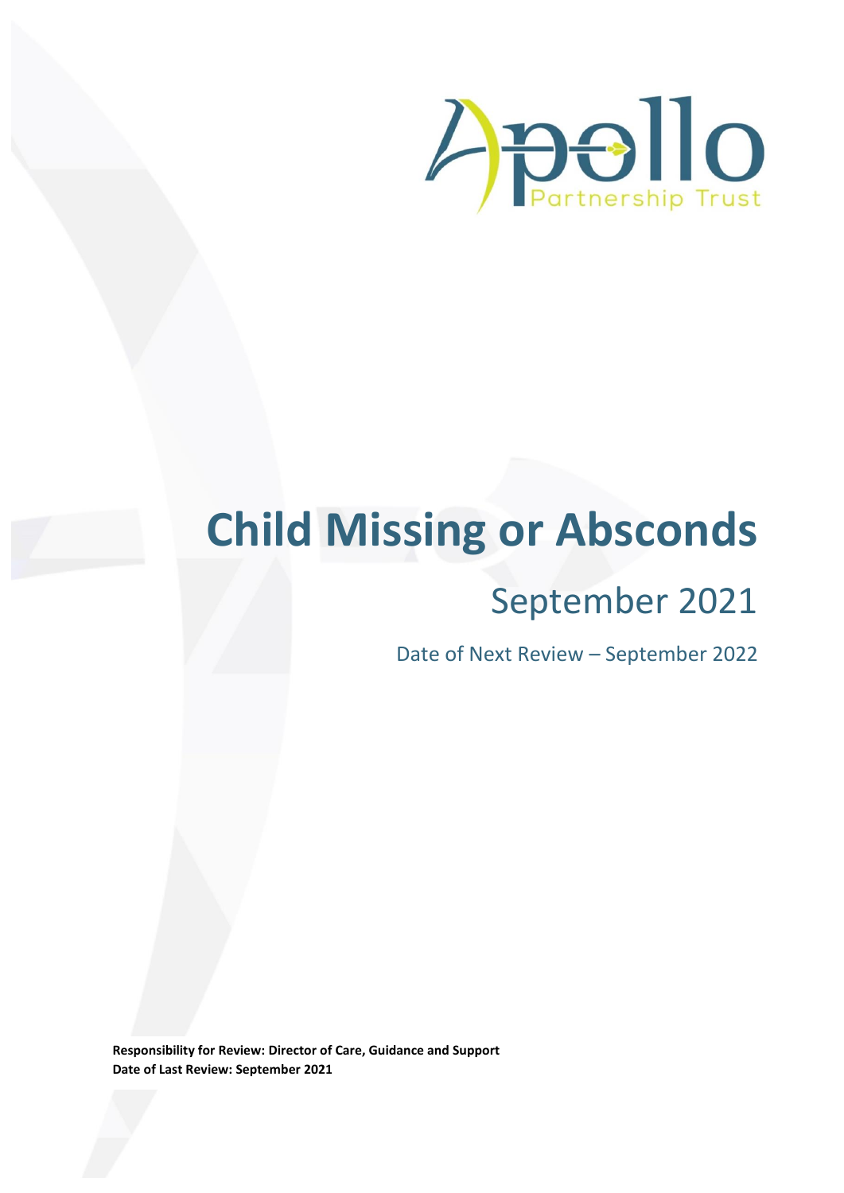Apollo Partnership Trust

# Child Missing or Absconds

## September 2021

Date of Next Review – September 2022

**Responsibility for Review: Director of Care, Guidance and Support**
**Date of Last Review: September 2021**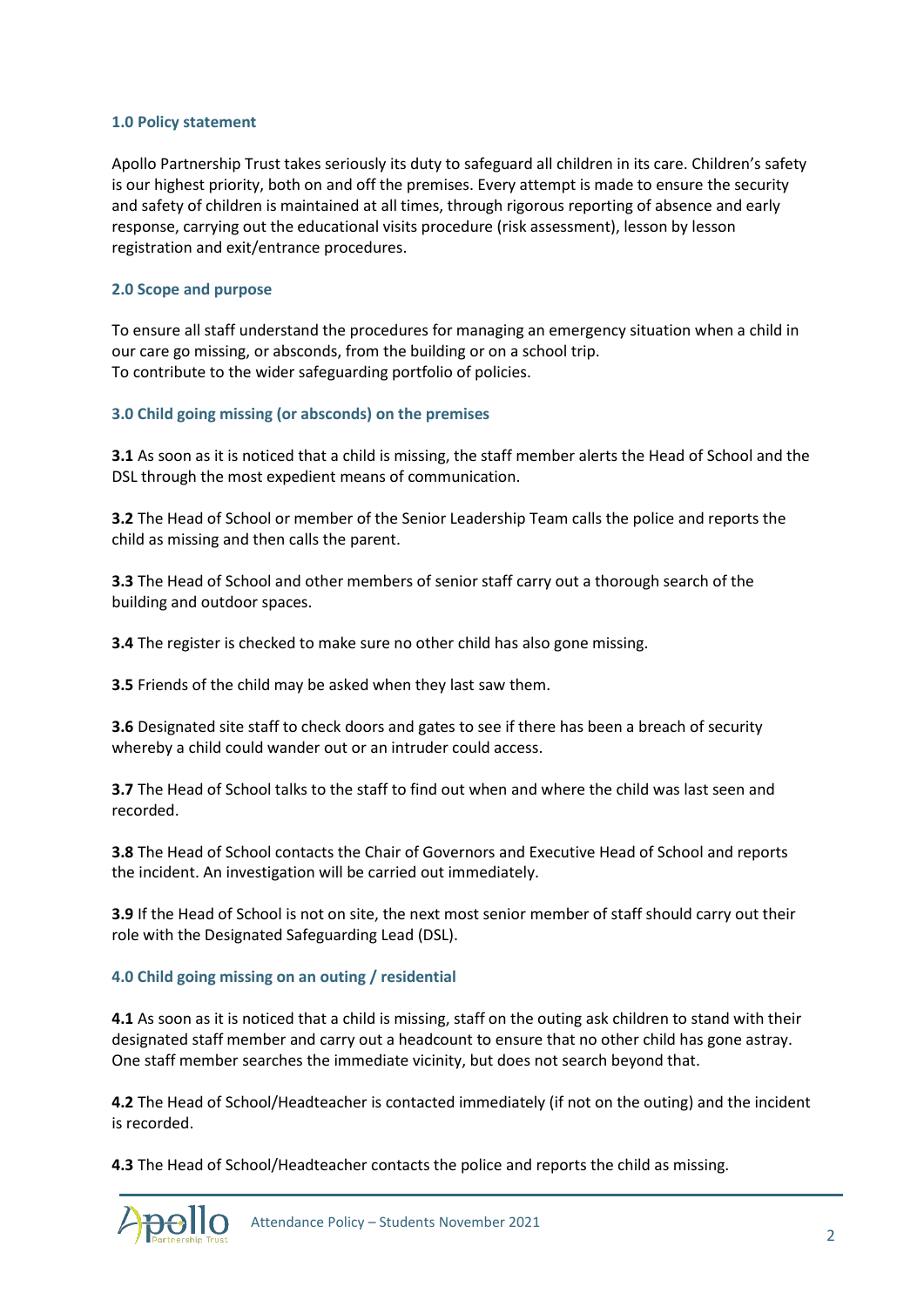## 1.0 Policy statement

Apollo Partnership Trust takes seriously its duty to safeguard all children in its care. Children's safety is our highest priority, both on and off the premises. Every attempt is made to ensure the security and safety of children is maintained at all times, through rigorous reporting of absence and early response, carrying out the educational visits procedure (risk assessment), lesson by lesson registration and exit/entrance procedures.

## 2.0 Scope and purpose

To ensure all staff understand the procedures for managing an emergency situation when a child in our care go missing, or absconds, from the building or on a school trip.
To contribute to the wider safeguarding portfolio of policies.

## 3.0 Child going missing (or absconds) on the premises

**3.1** As soon as it is noticed that a child is missing, the staff member alerts the Head of School and the DSL through the most expedient means of communication.

**3.2** The Head of School or member of the Senior Leadership Team calls the police and reports the child as missing and then calls the parent.

**3.3** The Head of School and other members of senior staff carry out a thorough search of the building and outdoor spaces.

**3.4** The register is checked to make sure no other child has also gone missing.

**3.5** Friends of the child may be asked when they last saw them.

**3.6** Designated site staff to check doors and gates to see if there has been a breach of security whereby a child could wander out or an intruder could access.

**3.7** The Head of School talks to the staff to find out when and where the child was last seen and recorded.

**3.8** The Head of School contacts the Chair of Governors and Executive Head of School and reports the incident. An investigation will be carried out immediately.

**3.9** If the Head of School is not on site, the next most senior member of staff should carry out their role with the Designated Safeguarding Lead (DSL).

## 4.0 Child going missing on an outing / residential

**4.1** As soon as it is noticed that a child is missing, staff on the outing ask children to stand with their designated staff member and carry out a headcount to ensure that no other child has gone astray. One staff member searches the immediate vicinity, but does not search beyond that.

**4.2** The Head of School/Headteacher is contacted immediately (if not on the outing) and the incident is recorded.

**4.3** The Head of School/Headteacher contacts the police and reports the child as missing.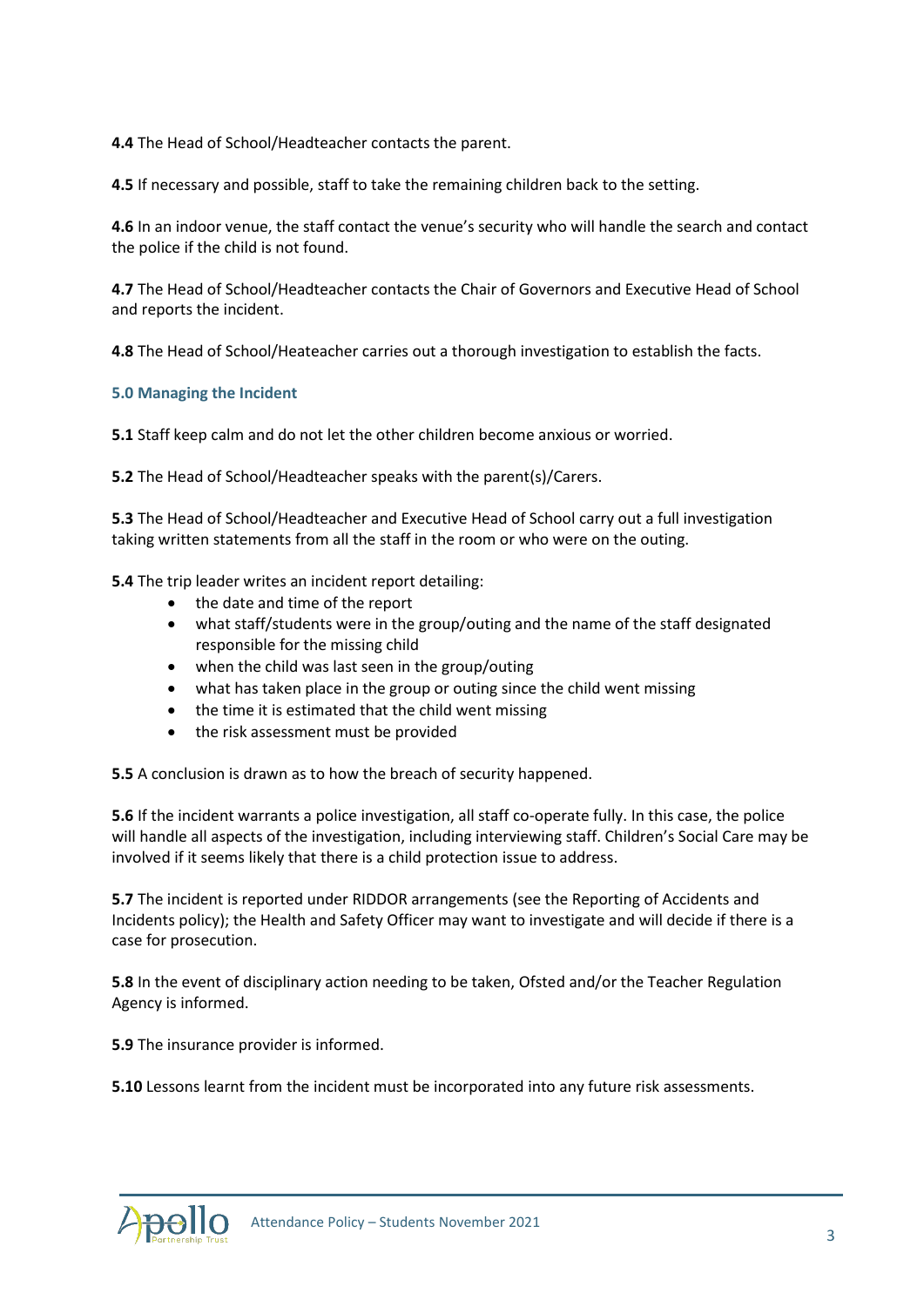**4.4** The Head of School/Headteacher contacts the parent.

**4.5** If necessary and possible, staff to take the remaining children back to the setting.

**4.6** In an indoor venue, the staff contact the venue's security who will handle the search and contact the police if the child is not found.

**4.7** The Head of School/Headteacher contacts the Chair of Governors and Executive Head of School and reports the incident.

**4.8** The Head of School/Heateacher carries out a thorough investigation to establish the facts.

### 5.0 Managing the Incident

**5.1** Staff keep calm and do not let the other children become anxious or worried.

**5.2** The Head of School/Headteacher speaks with the parent(s)/Carers.

**5.3** The Head of School/Headteacher and Executive Head of School carry out a full investigation taking written statements from all the staff in the room or who were on the outing.

**5.4** The trip leader writes an incident report detailing:

- the date and time of the report
- what staff/students were in the group/outing and the name of the staff designated responsible for the missing child
- when the child was last seen in the group/outing
- what has taken place in the group or outing since the child went missing
- the time it is estimated that the child went missing
- the risk assessment must be provided

**5.5** A conclusion is drawn as to how the breach of security happened.

**5.6** If the incident warrants a police investigation, all staff co-operate fully. In this case, the police will handle all aspects of the investigation, including interviewing staff. Children's Social Care may be involved if it seems likely that there is a child protection issue to address.

**5.7** The incident is reported under RIDDOR arrangements (see the Reporting of Accidents and Incidents policy); the Health and Safety Officer may want to investigate and will decide if there is a case for prosecution.

**5.8** In the event of disciplinary action needing to be taken, Ofsted and/or the Teacher Regulation Agency is informed.

**5.9** The insurance provider is informed.

**5.10** Lessons learnt from the incident must be incorporated into any future risk assessments.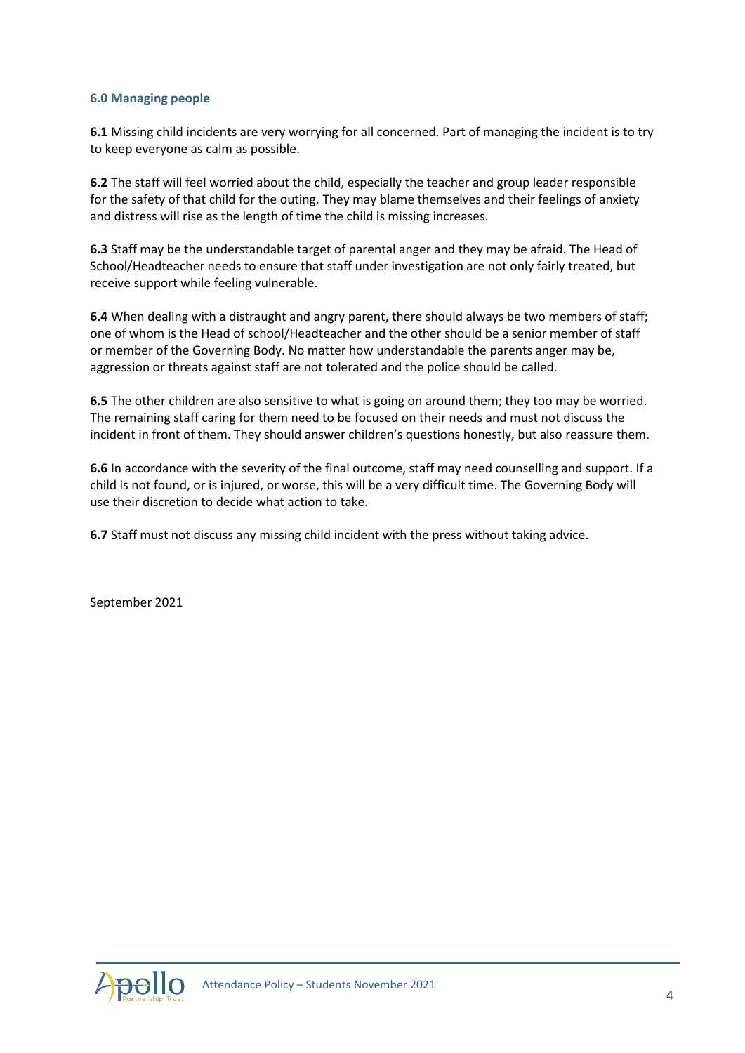## 6.0 Managing people

**6.1** Missing child incidents are very worrying for all concerned. Part of managing the incident is to try to keep everyone as calm as possible.

**6.2** The staff will feel worried about the child, especially the teacher and group leader responsible for the safety of that child for the outing. They may blame themselves and their feelings of anxiety and distress will rise as the length of time the child is missing increases.

**6.3** Staff may be the understandable target of parental anger and they may be afraid. The Head of School/Headteacher needs to ensure that staff under investigation are not only fairly treated, but receive support while feeling vulnerable.

**6.4** When dealing with a distraught and angry parent, there should always be two members of staff; one of whom is the Head of school/Headteacher and the other should be a senior member of staff or member of the Governing Body. No matter how understandable the parents anger may be, aggression or threats against staff are not tolerated and the police should be called.

**6.5** The other children are also sensitive to what is going on around them; they too may be worried. The remaining staff caring for them need to be focused on their needs and must not discuss the incident in front of them. They should answer children's questions honestly, but also reassure them.

**6.6** In accordance with the severity of the final outcome, staff may need counselling and support. If a child is not found, or is injured, or worse, this will be a very difficult time. The Governing Body will use their discretion to decide what action to take.

**6.7** Staff must not discuss any missing child incident with the press without taking advice.

September 2021